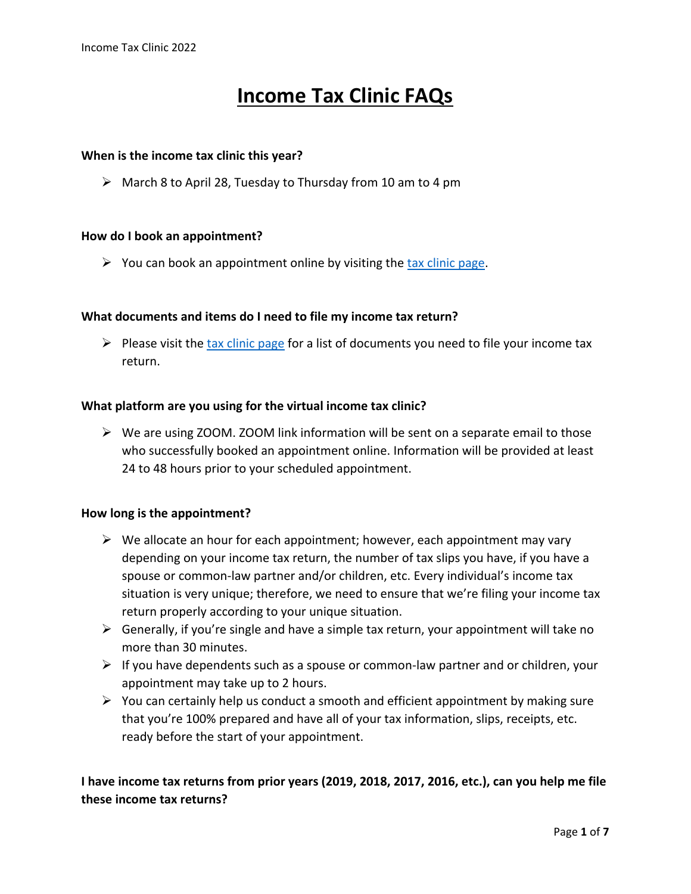# Income Tax Clinic FAQs

**When is the income tax clinic this year?**

- March 8 to April 28, Tuesday to Thursday from 10 am to 4 pm

**How do I book an appointment?**

- You can book an appointment online by visiting the tax clinic page.

**What documents and items do I need to file my income tax return?**

- Please visit the tax clinic page for a list of documents you need to file your income tax return.

**What platform are you using for the virtual income tax clinic?**

- We are using ZOOM. ZOOM link information will be sent on a separate email to those who successfully booked an appointment online. Information will be provided at least 24 to 48 hours prior to your scheduled appointment.

**How long is the appointment?**

- We allocate an hour for each appointment; however, each appointment may vary depending on your income tax return, the number of tax slips you have, if you have a spouse or common-law partner and/or children, etc. Every individual's income tax situation is very unique; therefore, we need to ensure that we're filing your income tax return properly according to your unique situation.
- Generally, if you're single and have a simple tax return, your appointment will take no more than 30 minutes.
- If you have dependents such as a spouse or common-law partner and or children, your appointment may take up to 2 hours.
- You can certainly help us conduct a smooth and efficient appointment by making sure that you're 100% prepared and have all of your tax information, slips, receipts, etc. ready before the start of your appointment.

**I have income tax returns from prior years (2019, 2018, 2017, 2016, etc.), can you help me file these income tax returns?**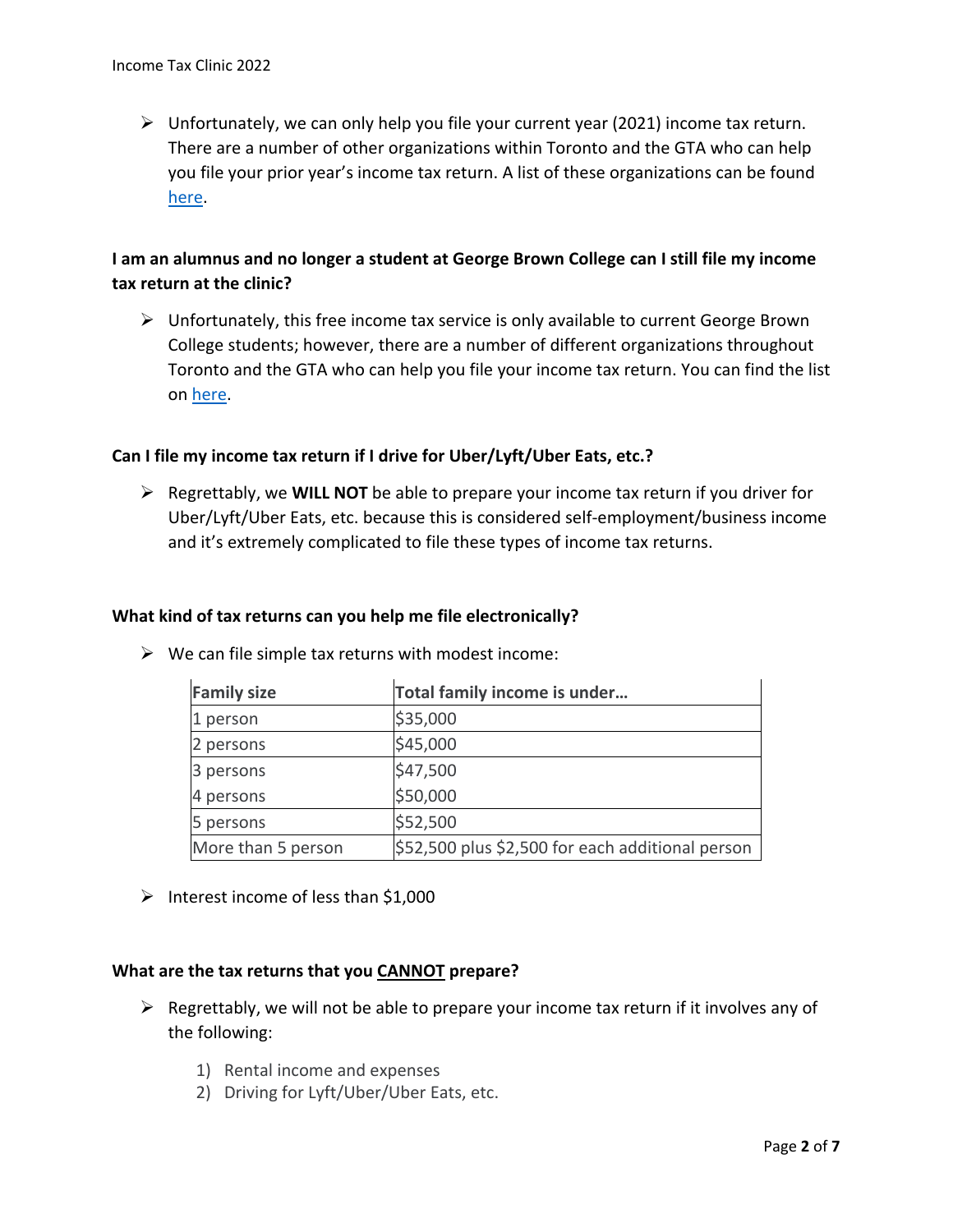- Unfortunately, we can only help you file your current year (2021) income tax return. There are a number of other organizations within Toronto and the GTA who can help you file your prior year's income tax return. A list of these organizations can be found here.

**I am an alumnus and no longer a student at George Brown College can I still file my income tax return at the clinic?**

- Unfortunately, this free income tax service is only available to current George Brown College students; however, there are a number of different organizations throughout Toronto and the GTA who can help you file your income tax return. You can find the list on here.

**Can I file my income tax return if I drive for Uber/Lyft/Uber Eats, etc.?**

- Regrettably, we **WILL NOT** be able to prepare your income tax return if you driver for Uber/Lyft/Uber Eats, etc. because this is considered self-employment/business income and it's extremely complicated to file these types of income tax returns.

**What kind of tax returns can you help me file electronically?**

- We can file simple tax returns with modest income:

| Family size | Total family income is under… |
|---|---|
| 1 person | $35,000 |
| 2 persons | $45,000 |
| 3 persons | $47,500 |
| 4 persons | $50,000 |
| 5 persons | $52,500 |
| More than 5 person | $52,500 plus $2,500 for each additional person |

- Interest income of less than $1,000

**What are the tax returns that you <u>CANNOT</u> prepare?**

- Regrettably, we will not be able to prepare your income tax return if it involves any of the following:

  1) Rental income and expenses
  2) Driving for Lyft/Uber/Uber Eats, etc.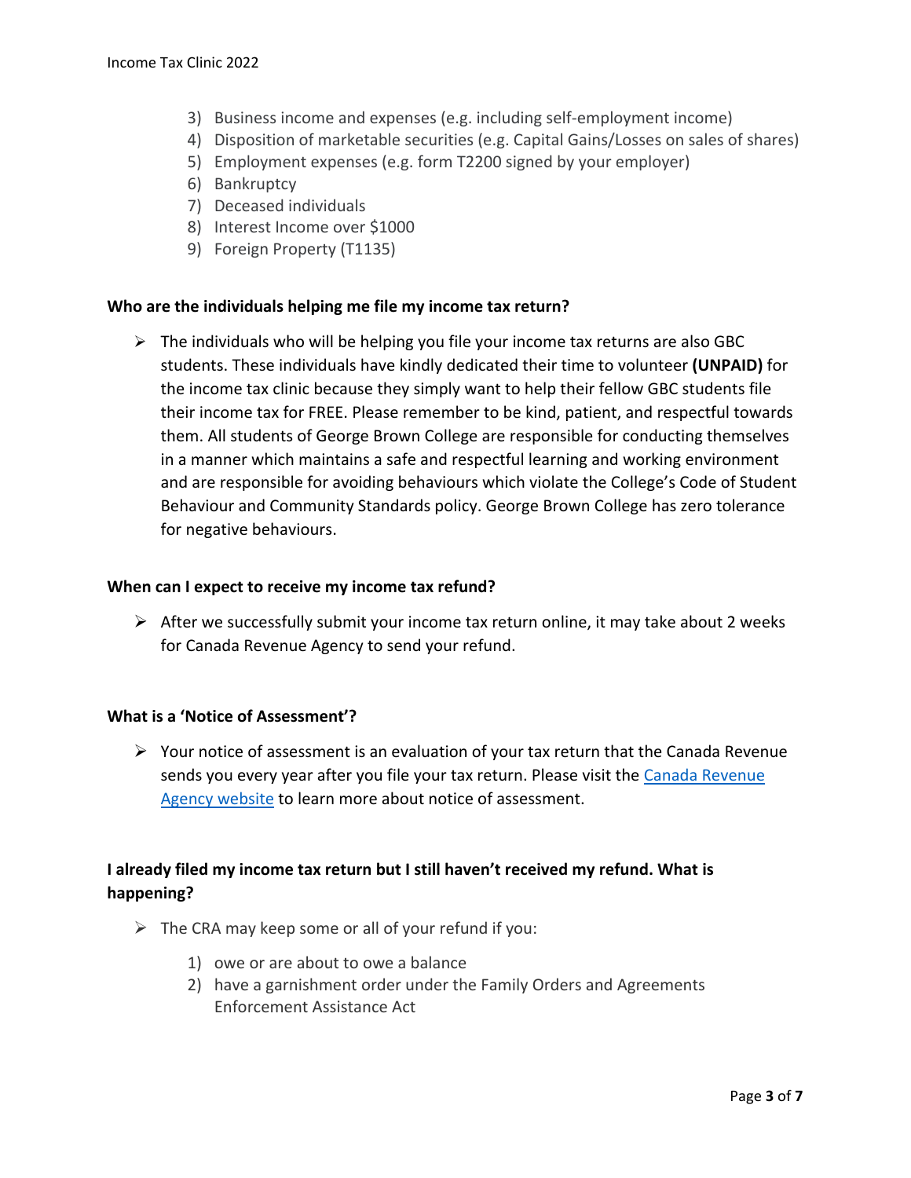3) Business income and expenses (e.g. including self-employment income)
4) Disposition of marketable securities (e.g. Capital Gains/Losses on sales of shares)
5) Employment expenses (e.g. form T2200 signed by your employer)
6) Bankruptcy
7) Deceased individuals
8) Interest Income over $1000
9) Foreign Property (T1135)

**Who are the individuals helping me file my income tax return?**

- The individuals who will be helping you file your income tax returns are also GBC students. These individuals have kindly dedicated their time to volunteer **(UNPAID)** for the income tax clinic because they simply want to help their fellow GBC students file their income tax for FREE. Please remember to be kind, patient, and respectful towards them. All students of George Brown College are responsible for conducting themselves in a manner which maintains a safe and respectful learning and working environment and are responsible for avoiding behaviours which violate the College's Code of Student Behaviour and Community Standards policy. George Brown College has zero tolerance for negative behaviours.

**When can I expect to receive my income tax refund?**

- After we successfully submit your income tax return online, it may take about 2 weeks for Canada Revenue Agency to send your refund.

**What is a 'Notice of Assessment'?**

- Your notice of assessment is an evaluation of your tax return that the Canada Revenue sends you every year after you file your tax return. Please visit the Canada Revenue Agency website to learn more about notice of assessment.

**I already filed my income tax return but I still haven't received my refund. What is happening?**

- The CRA may keep some or all of your refund if you:
  1) owe or are about to owe a balance
  2) have a garnishment order under the Family Orders and Agreements Enforcement Assistance Act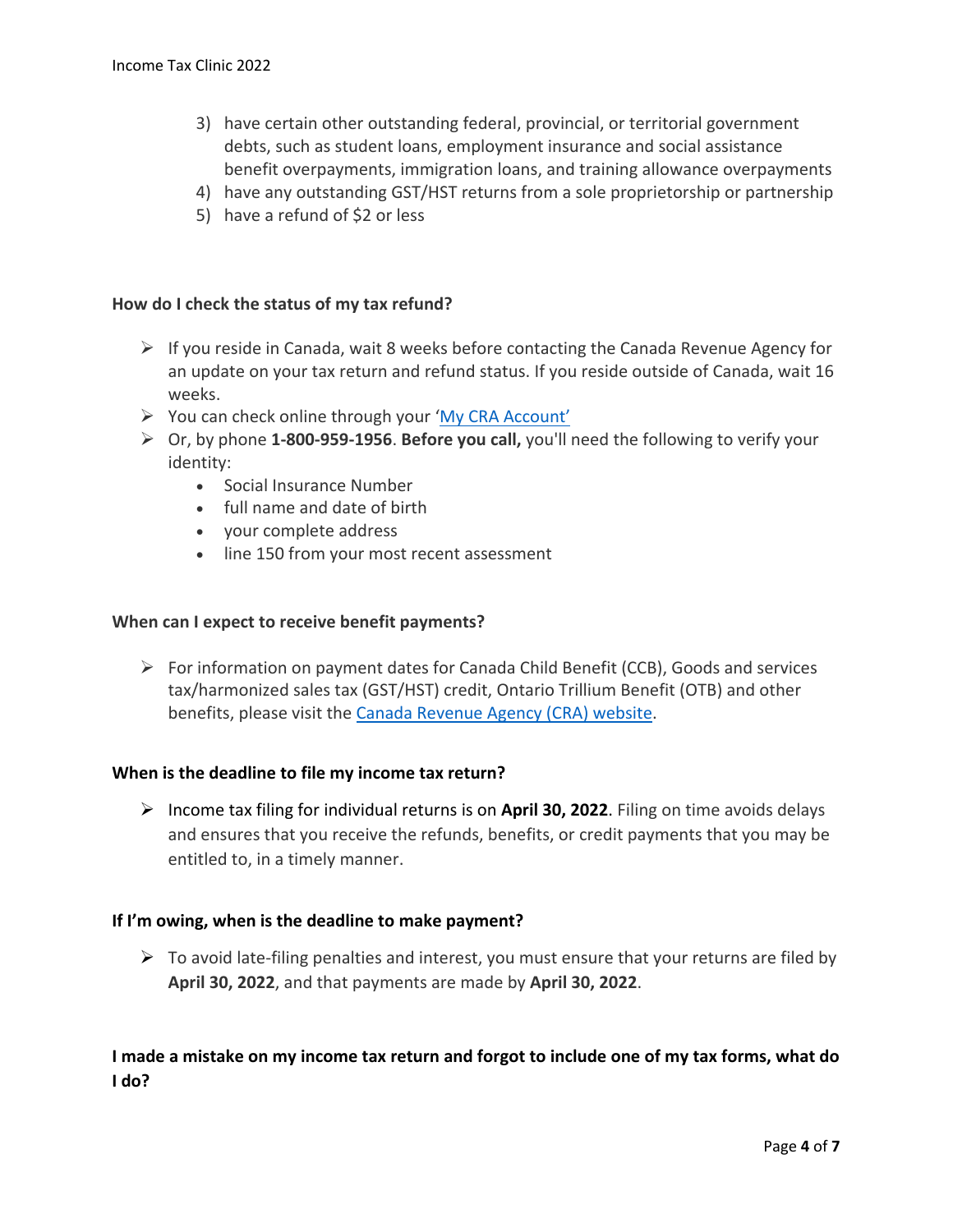3) have certain other outstanding federal, provincial, or territorial government debts, such as student loans, employment insurance and social assistance benefit overpayments, immigration loans, and training allowance overpayments
4) have any outstanding GST/HST returns from a sole proprietorship or partnership
5) have a refund of $2 or less

**How do I check the status of my tax refund?**

- If you reside in Canada, wait 8 weeks before contacting the Canada Revenue Agency for an update on your tax return and refund status. If you reside outside of Canada, wait 16 weeks.
- You can check online through your 'My CRA Account'
- Or, by phone **1-800-959-1956**. **Before you call,** you'll need the following to verify your identity:
  - Social Insurance Number
  - full name and date of birth
  - your complete address
  - line 150 from your most recent assessment

**When can I expect to receive benefit payments?**

- For information on payment dates for Canada Child Benefit (CCB), Goods and services tax/harmonized sales tax (GST/HST) credit, Ontario Trillium Benefit (OTB) and other benefits, please visit the Canada Revenue Agency (CRA) website.

**When is the deadline to file my income tax return?**

- Income tax filing for individual returns is on **April 30, 2022**. Filing on time avoids delays and ensures that you receive the refunds, benefits, or credit payments that you may be entitled to, in a timely manner.

**If I'm owing, when is the deadline to make payment?**

- To avoid late-filing penalties and interest, you must ensure that your returns are filed by **April 30, 2022**, and that payments are made by **April 30, 2022**.

**I made a mistake on my income tax return and forgot to include one of my tax forms, what do I do?**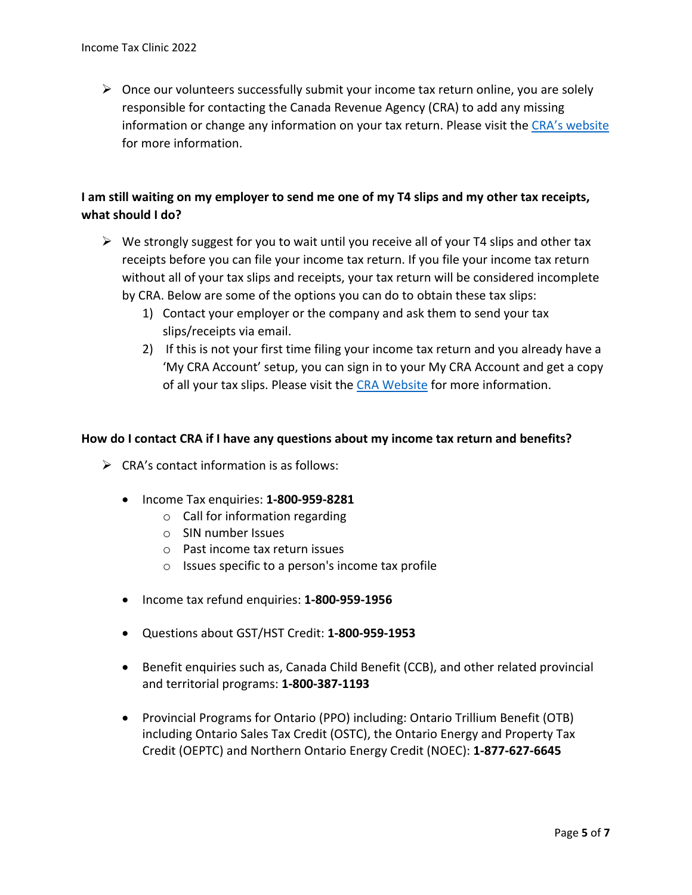- Once our volunteers successfully submit your income tax return online, you are solely responsible for contacting the Canada Revenue Agency (CRA) to add any missing information or change any information on your tax return. Please visit the [CRA's website]() for more information.

**I am still waiting on my employer to send me one of my T4 slips and my other tax receipts, what should I do?**

- We strongly suggest for you to wait until you receive all of your T4 slips and other tax receipts before you can file your income tax return. If you file your income tax return without all of your tax slips and receipts, your tax return will be considered incomplete by CRA. Below are some of the options you can do to obtain these tax slips:
  1) Contact your employer or the company and ask them to send your tax slips/receipts via email.
  2) If this is not your first time filing your income tax return and you already have a 'My CRA Account' setup, you can sign in to your My CRA Account and get a copy of all your tax slips. Please visit the [CRA Website]() for more information.

**How do I contact CRA if I have any questions about my income tax return and benefits?**

- CRA's contact information is as follows:
  - Income Tax enquiries: **1-800-959-8281**
    - Call for information regarding
    - SIN number Issues
    - Past income tax return issues
    - Issues specific to a person's income tax profile
  - Income tax refund enquiries: **1-800-959-1956**
  - Questions about GST/HST Credit: **1-800-959-1953**
  - Benefit enquiries such as, Canada Child Benefit (CCB), and other related provincial and territorial programs: **1-800-387-1193**
  - Provincial Programs for Ontario (PPO) including: Ontario Trillium Benefit (OTB) including Ontario Sales Tax Credit (OSTC), the Ontario Energy and Property Tax Credit (OEPTC) and Northern Ontario Energy Credit (NOEC): **1-877-627-6645**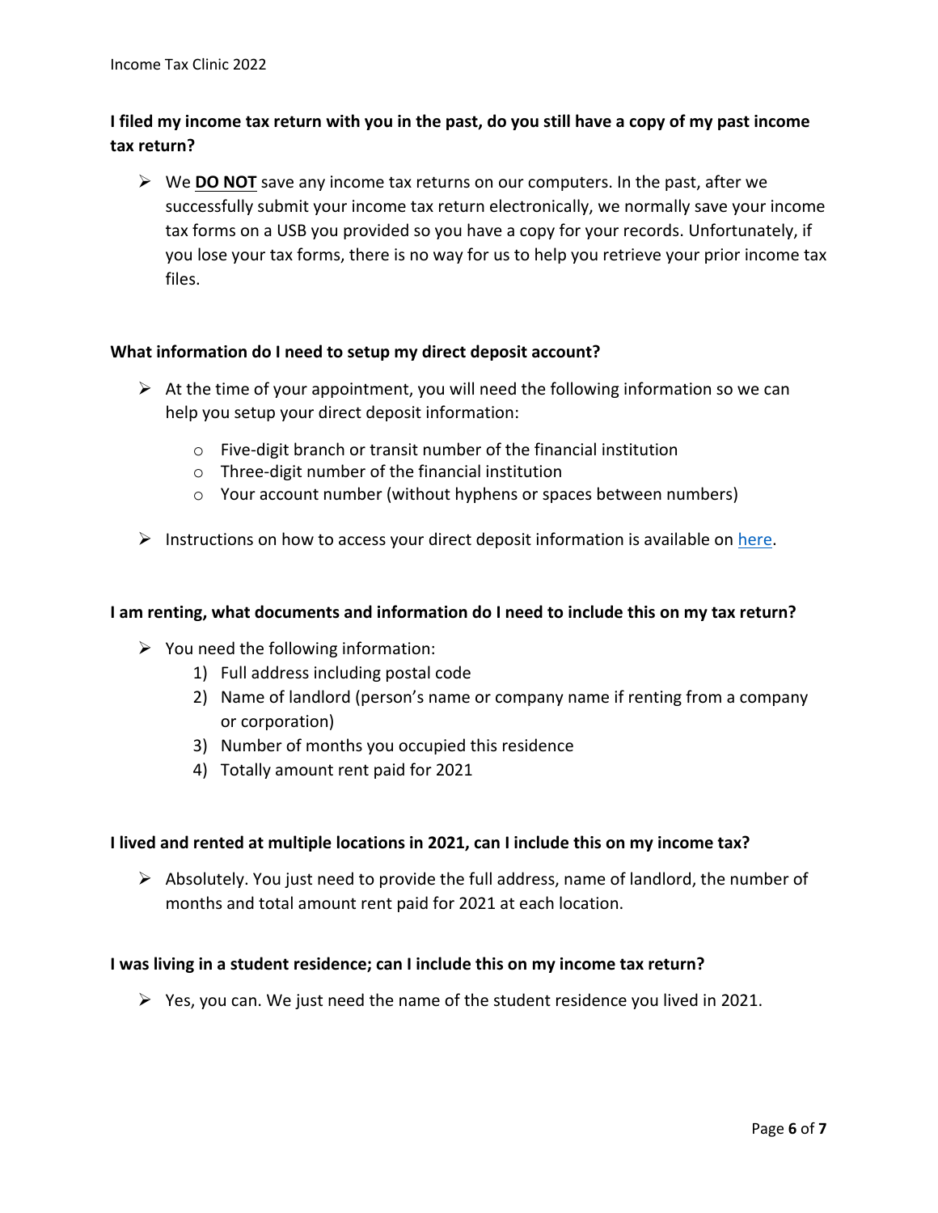### I filed my income tax return with you in the past, do you still have a copy of my past income tax return?

- We **<u>DO NOT</u>** save any income tax returns on our computers. In the past, after we successfully submit your income tax return electronically, we normally save your income tax forms on a USB you provided so you have a copy for your records. Unfortunately, if you lose your tax forms, there is no way for us to help you retrieve your prior income tax files.

### What information do I need to setup my direct deposit account?

- At the time of your appointment, you will need the following information so we can help you setup your direct deposit information:
  - Five-digit branch or transit number of the financial institution
  - Three-digit number of the financial institution
  - Your account number (without hyphens or spaces between numbers)
- Instructions on how to access your direct deposit information is available on [here](#).

### I am renting, what documents and information do I need to include this on my tax return?

- You need the following information:
  1) Full address including postal code
  2) Name of landlord (person's name or company name if renting from a company or corporation)
  3) Number of months you occupied this residence
  4) Totally amount rent paid for 2021

### I lived and rented at multiple locations in 2021, can I include this on my income tax?

- Absolutely. You just need to provide the full address, name of landlord, the number of months and total amount rent paid for 2021 at each location.

### I was living in a student residence; can I include this on my income tax return?

- Yes, you can. We just need the name of the student residence you lived in 2021.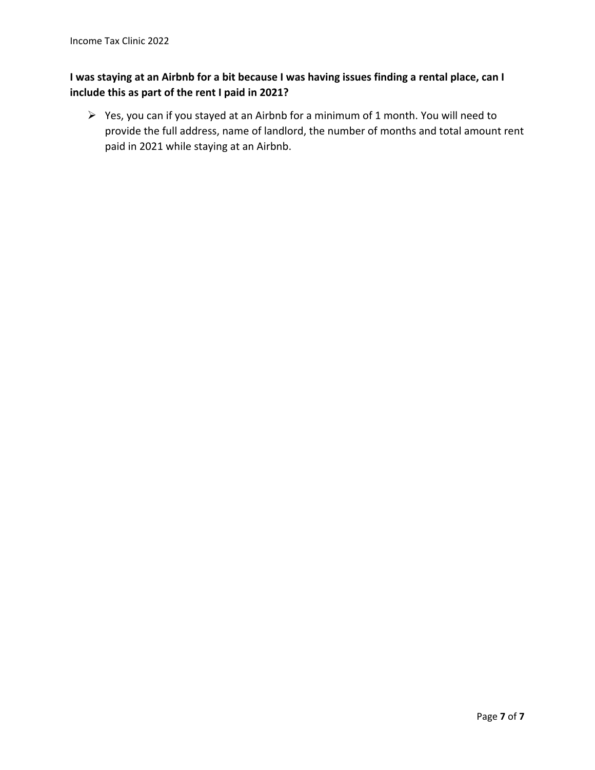**I was staying at an Airbnb for a bit because I was having issues finding a rental place, can I include this as part of the rent I paid in 2021?**

- Yes, you can if you stayed at an Airbnb for a minimum of 1 month. You will need to provide the full address, name of landlord, the number of months and total amount rent paid in 2021 while staying at an Airbnb.